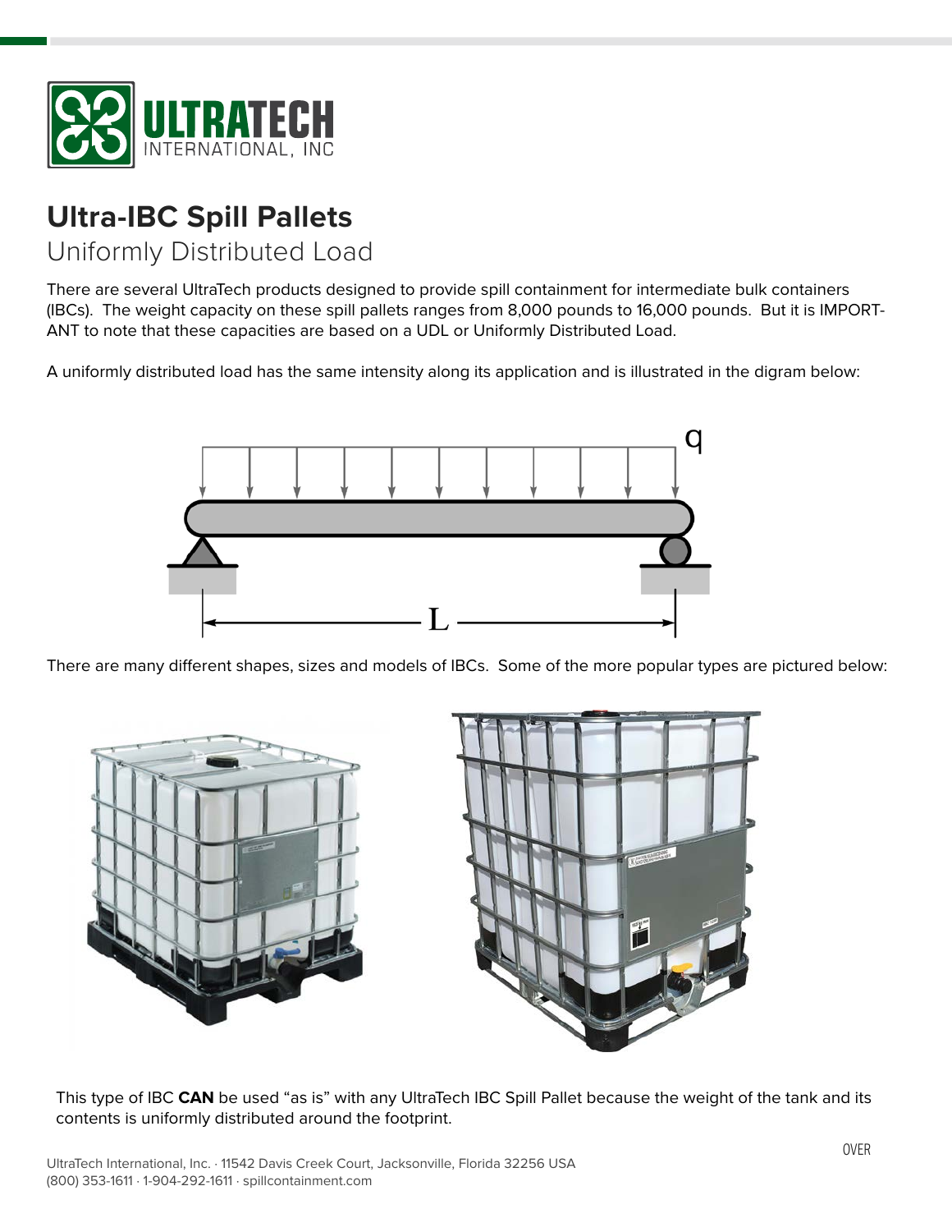# Ultra-IBC Spill Pallets

## Uniformly Distributed Load

There are several UltraTech products designed to provide spill containment for intermediate bulk containers (IBCs). The weight capacity on these spill pallets ranges from 8,000 pounds to 16,000 pounds. But it is IMPORTANT to note that these capacities are based on a UDL or Uniformly Distributed Load.

A uniformly distributed load has the same intensity along its application and is illustrated in the digram below:

There are many different shapes, sizes and models of IBCs. Some of the more popular types are pictured below:

This type of IBC **CAN** be used "as is" with any UltraTech IBC Spill Pallet because the weight of the tank and its contents is uniformly distributed around the footprint.

OVER

UltraTech International, Inc. · 11542 Davis Creek Court, Jacksonville, Florida 32256 USA
(800) 353-1611 · 1-904-292-1611 · spillcontainment.com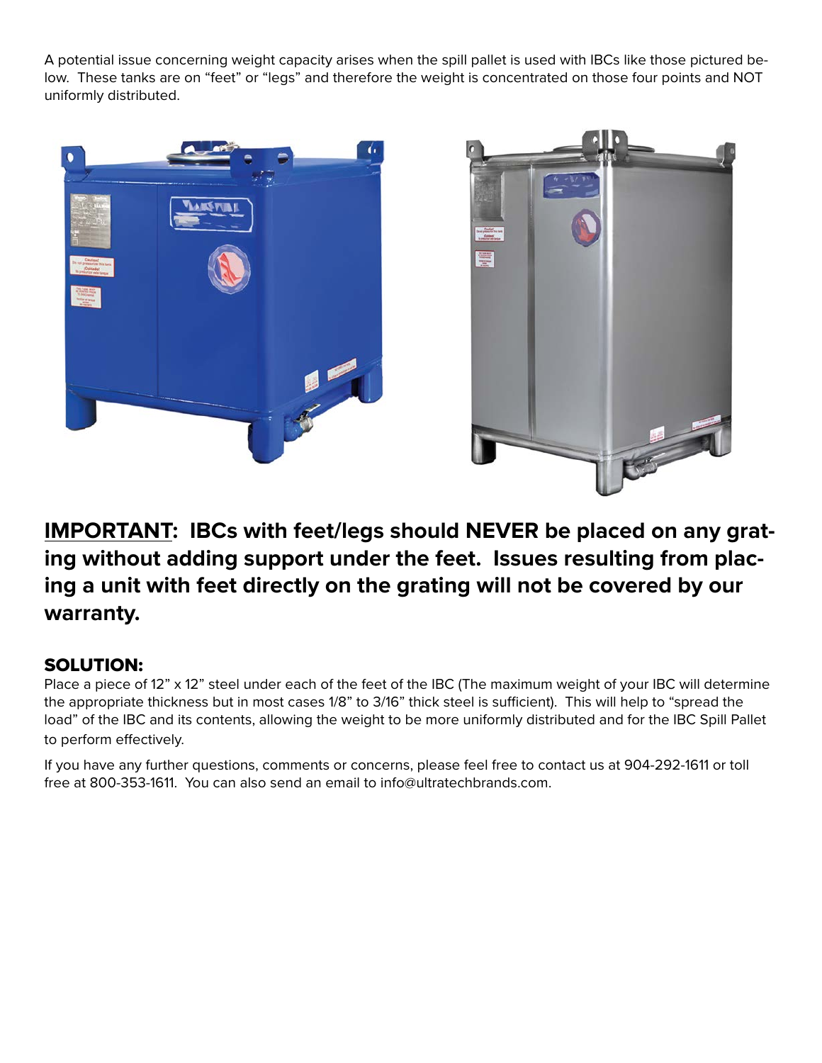A potential issue concerning weight capacity arises when the spill pallet is used with IBCs like those pictured below. These tanks are on "feet" or "legs" and therefore the weight is concentrated on those four points and NOT uniformly distributed.

**<u>IMPORTANT</u>: IBCs with feet/legs should NEVER be placed on any grating without adding support under the feet. Issues resulting from placing a unit with feet directly on the grating will not be covered by our warranty.**

## SOLUTION:

Place a piece of 12" x 12" steel under each of the feet of the IBC (The maximum weight of your IBC will determine the appropriate thickness but in most cases 1/8" to 3/16" thick steel is sufficient). This will help to "spread the load" of the IBC and its contents, allowing the weight to be more uniformly distributed and for the IBC Spill Pallet to perform effectively.

If you have any further questions, comments or concerns, please feel free to contact us at 904-292-1611 or toll free at 800-353-1611. You can also send an email to info@ultratechbrands.com.